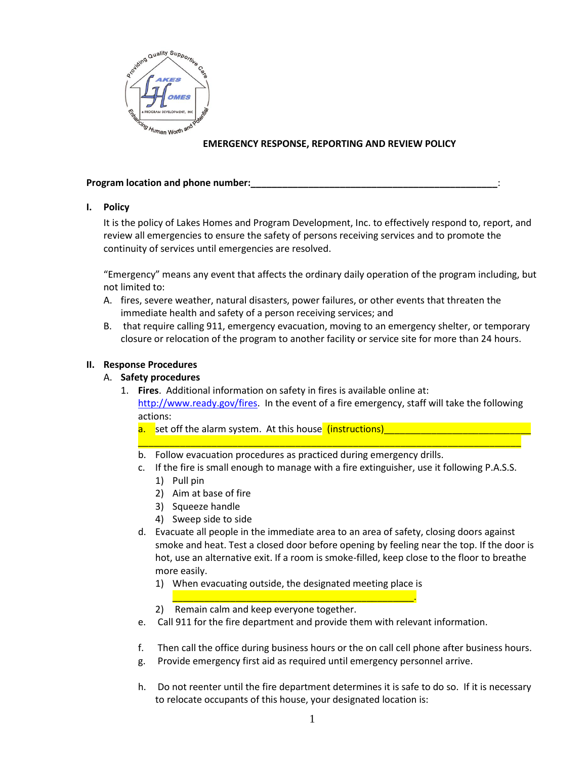**EMERGENCY RESPONSE, REPORTING AND REVIEW POLICY**

**Program location and phone number:_________________________________________________:**

## I. Policy

It is the policy of Lakes Homes and Program Development, Inc. to effectively respond to, report, and review all emergencies to ensure the safety of persons receiving services and to promote the continuity of services until emergencies are resolved.

"Emergency" means any event that affects the ordinary daily operation of the program including, but not limited to:

A. fires, severe weather, natural disasters, power failures, or other events that threaten the immediate health and safety of a person receiving services; and
B. that require calling 911, emergency evacuation, moving to an emergency shelter, or temporary closure or relocation of the program to another facility or service site for more than 24 hours.

## II. Response Procedures

### A. Safety procedures

1. **Fires**. Additional information on safety in fires is available online at: http://www.ready.gov/fires. In the event of a fire emergency, staff will take the following actions:
   a. set off the alarm system. At this house (instructions)_____________________________
   ___________________________________________________________________________
   b. Follow evacuation procedures as practiced during emergency drills.
   c. If the fire is small enough to manage with a fire extinguisher, use it following P.A.S.S.
      1) Pull pin
      2) Aim at base of fire
      3) Squeeze handle
      4) Sweep side to side
   d. Evacuate all people in the immediate area to an area of safety, closing doors against smoke and heat. Test a closed door before opening by feeling near the top. If the door is hot, use an alternative exit. If a room is smoke-filled, keep close to the floor to breathe more easily.
      1) When evacuating outside, the designated meeting place is _______________________________________________.
      2) Remain calm and keep everyone together.
   e. Call 911 for the fire department and provide them with relevant information.
   f. Then call the office during business hours or the on call cell phone after business hours.
   g. Provide emergency first aid as required until emergency personnel arrive.
   h. Do not reenter until the fire department determines it is safe to do so. If it is necessary to relocate occupants of this house, your designated location is: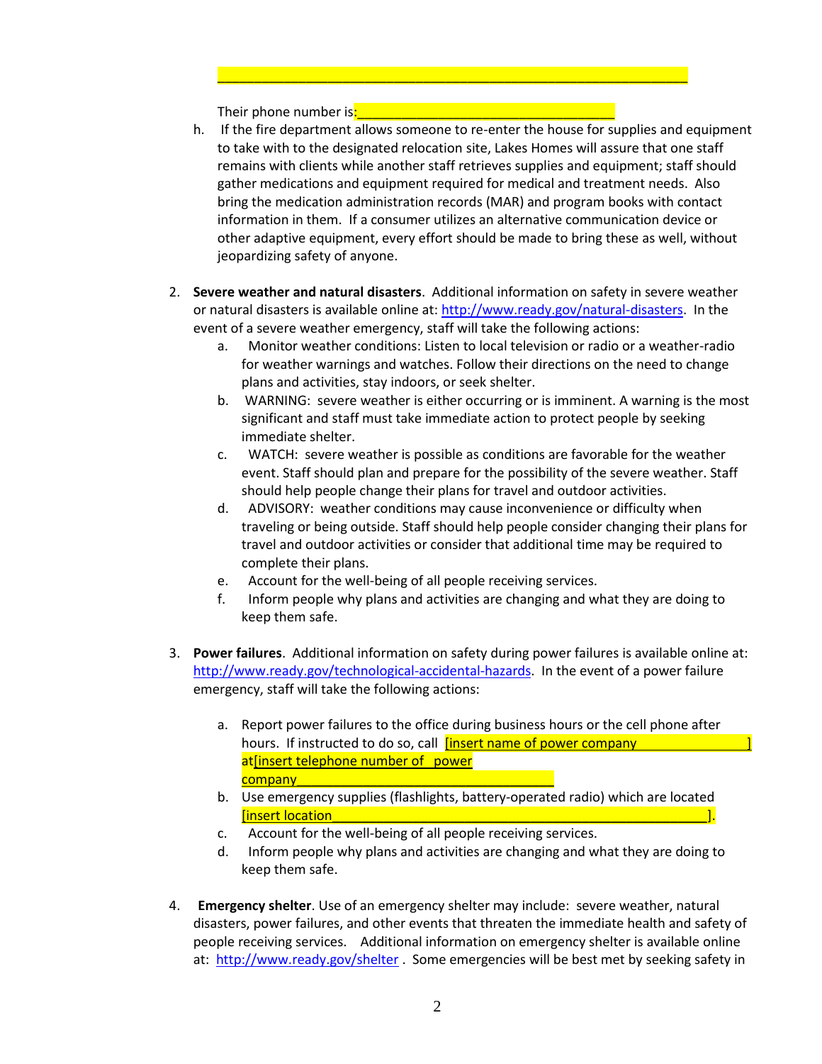_____________________________________________________________

Their phone number is:___________________________________

h. If the fire department allows someone to re-enter the house for supplies and equipment to take with to the designated relocation site, Lakes Homes will assure that one staff remains with clients while another staff retrieves supplies and equipment; staff should gather medications and equipment required for medical and treatment needs. Also bring the medication administration records (MAR) and program books with contact information in them. If a consumer utilizes an alternative communication device or other adaptive equipment, every effort should be made to bring these as well, without jeopardizing safety of anyone.

2. **Severe weather and natural disasters**. Additional information on safety in severe weather or natural disasters is available online at: http://www.ready.gov/natural-disasters. In the event of a severe weather emergency, staff will take the following actions:
   a. Monitor weather conditions: Listen to local television or radio or a weather-radio for weather warnings and watches. Follow their directions on the need to change plans and activities, stay indoors, or seek shelter.
   b. WARNING: severe weather is either occurring or is imminent. A warning is the most significant and staff must take immediate action to protect people by seeking immediate shelter.
   c. WATCH: severe weather is possible as conditions are favorable for the weather event. Staff should plan and prepare for the possibility of the severe weather. Staff should help people change their plans for travel and outdoor activities.
   d. ADVISORY: weather conditions may cause inconvenience or difficulty when traveling or being outside. Staff should help people consider changing their plans for travel and outdoor activities or consider that additional time may be required to complete their plans.
   e. Account for the well-being of all people receiving services.
   f. Inform people why plans and activities are changing and what they are doing to keep them safe.

3. **Power failures**. Additional information on safety during power failures is available online at: http://www.ready.gov/technological-accidental-hazards. In the event of a power failure emergency, staff will take the following actions:
   a. Report power failures to the office during business hours or the cell phone after hours. If instructed to do so, call [insert name of power company _______________] at[insert telephone number of power company_______________________________
   b. Use emergency supplies (flashlights, battery-operated radio) which are located [insert location_____________________________________________].
   c. Account for the well-being of all people receiving services.
   d. Inform people why plans and activities are changing and what they are doing to keep them safe.

4. **Emergency shelter**. Use of an emergency shelter may include: severe weather, natural disasters, power failures, and other events that threaten the immediate health and safety of people receiving services. Additional information on emergency shelter is available online at: http://www.ready.gov/shelter . Some emergencies will be best met by seeking safety in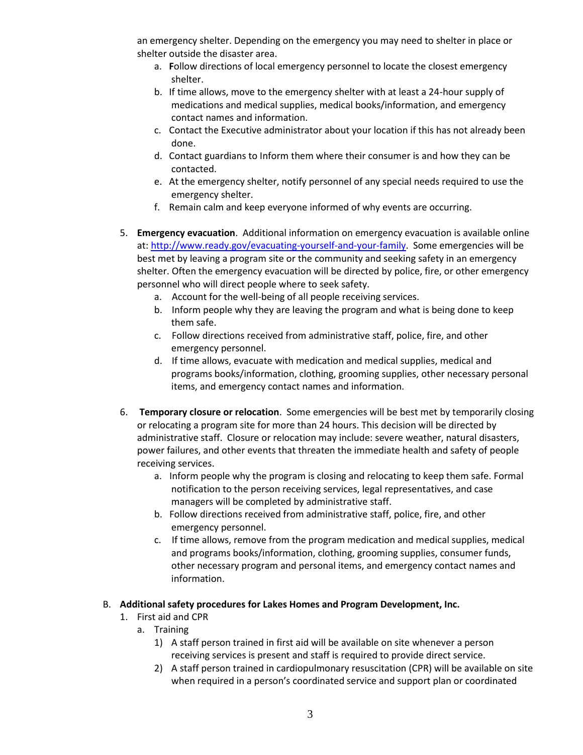an emergency shelter. Depending on the emergency you may need to shelter in place or shelter outside the disaster area.

a. **F**ollow directions of local emergency personnel to locate the closest emergency shelter.
b. If time allows, move to the emergency shelter with at least a 24-hour supply of medications and medical supplies, medical books/information, and emergency contact names and information.
c. Contact the Executive administrator about your location if this has not already been done.
d. Contact guardians to Inform them where their consumer is and how they can be contacted.
e. At the emergency shelter, notify personnel of any special needs required to use the emergency shelter.
f. Remain calm and keep everyone informed of why events are occurring.

5. **Emergency evacuation**. Additional information on emergency evacuation is available online at: [http://www.ready.gov/evacuating-yourself-and-your-family](http://www.ready.gov/evacuating-yourself-and-your-family). Some emergencies will be best met by leaving a program site or the community and seeking safety in an emergency shelter. Often the emergency evacuation will be directed by police, fire, or other emergency personnel who will direct people where to seek safety.
   a. Account for the well-being of all people receiving services.
   b. Inform people why they are leaving the program and what is being done to keep them safe.
   c. Follow directions received from administrative staff, police, fire, and other emergency personnel.
   d. If time allows, evacuate with medication and medical supplies, medical and programs books/information, clothing, grooming supplies, other necessary personal items, and emergency contact names and information.

6. **Temporary closure or relocation**. Some emergencies will be best met by temporarily closing or relocating a program site for more than 24 hours. This decision will be directed by administrative staff. Closure or relocation may include: severe weather, natural disasters, power failures, and other events that threaten the immediate health and safety of people receiving services.
   a. Inform people why the program is closing and relocating to keep them safe. Formal notification to the person receiving services, legal representatives, and case managers will be completed by administrative staff.
   b. Follow directions received from administrative staff, police, fire, and other emergency personnel.
   c. If time allows, remove from the program medication and medical supplies, medical and programs books/information, clothing, grooming supplies, consumer funds, other necessary program and personal items, and emergency contact names and information.

B. **Additional safety procedures for Lakes Homes and Program Development, Inc.**
   1. First aid and CPR
      a. Training
         1) A staff person trained in first aid will be available on site whenever a person receiving services is present and staff is required to provide direct service.
         2) A staff person trained in cardiopulmonary resuscitation (CPR) will be available on site when required in a person's coordinated service and support plan or coordinated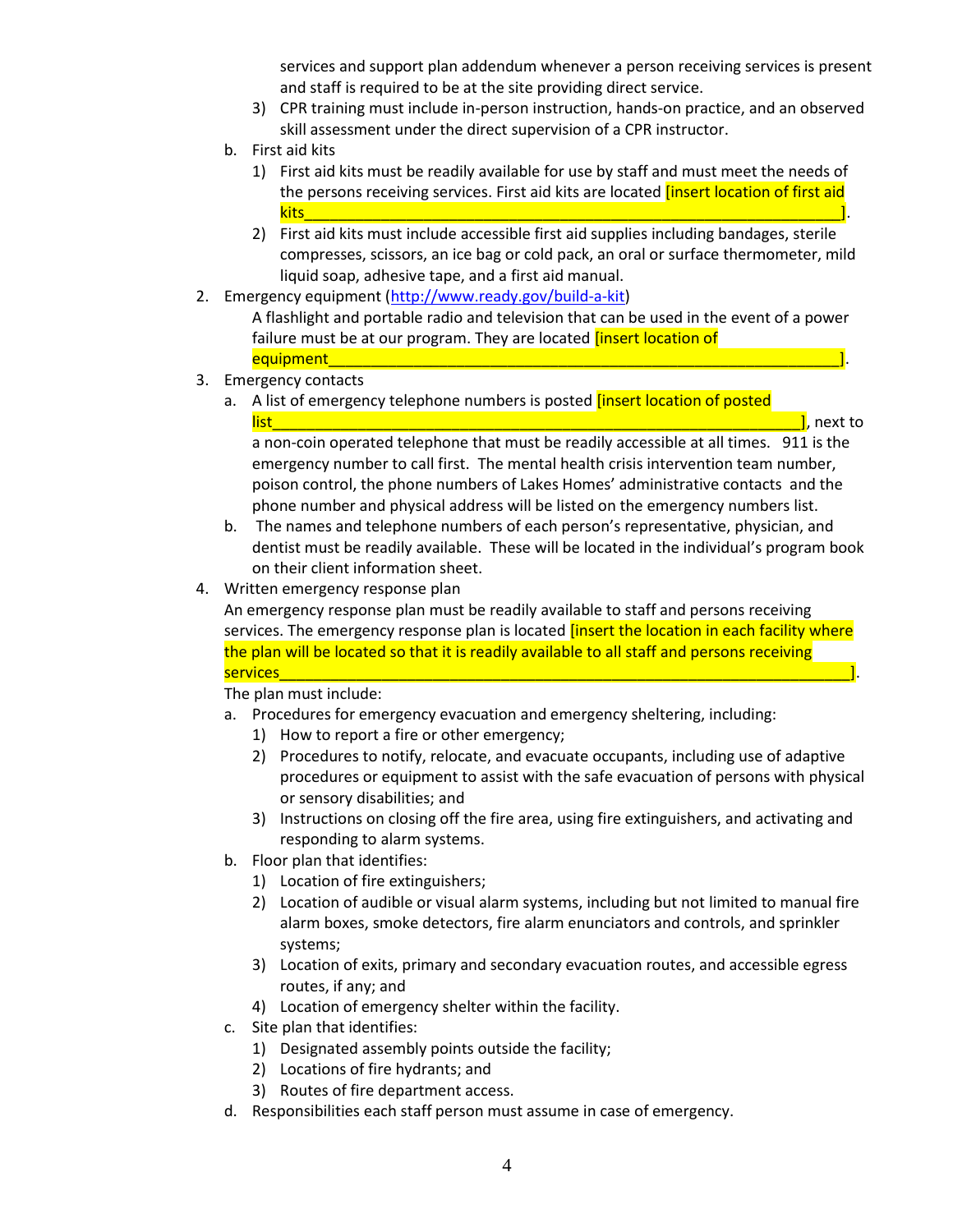services and support plan addendum whenever a person receiving services is present and staff is required to be at the site providing direct service.

3) CPR training must include in-person instruction, hands-on practice, and an observed skill assessment under the direct supervision of a CPR instructor.

b. First aid kits

1) First aid kits must be readily available for use by staff and must meet the needs of the persons receiving services. First aid kits are located [insert location of first aid kits_______________________________________________________________].

2) First aid kits must include accessible first aid supplies including bandages, sterile compresses, scissors, an ice bag or cold pack, an oral or surface thermometer, mild liquid soap, adhesive tape, and a first aid manual.

2. Emergency equipment (http://www.ready.gov/build-a-kit)

A flashlight and portable radio and television that can be used in the event of a power failure must be at our program. They are located [insert location of equipment_______________________________________________________________].

3. Emergency contacts

a. A list of emergency telephone numbers is posted [insert location of posted list_______________________________________________________________], next to a non-coin operated telephone that must be readily accessible at all times. 911 is the emergency number to call first. The mental health crisis intervention team number, poison control, the phone numbers of Lakes Homes' administrative contacts and the phone number and physical address will be listed on the emergency numbers list.

b. The names and telephone numbers of each person's representative, physician, and dentist must be readily available. These will be located in the individual's program book on their client information sheet.

4. Written emergency response plan

An emergency response plan must be readily available to staff and persons receiving services. The emergency response plan is located [insert the location in each facility where the plan will be located so that it is readily available to all staff and persons receiving services_______________________________________________________________].

The plan must include:

a. Procedures for emergency evacuation and emergency sheltering, including:

1) How to report a fire or other emergency;

2) Procedures to notify, relocate, and evacuate occupants, including use of adaptive procedures or equipment to assist with the safe evacuation of persons with physical or sensory disabilities; and

3) Instructions on closing off the fire area, using fire extinguishers, and activating and responding to alarm systems.

b. Floor plan that identifies:

1) Location of fire extinguishers;

2) Location of audible or visual alarm systems, including but not limited to manual fire alarm boxes, smoke detectors, fire alarm enunciators and controls, and sprinkler systems;

3) Location of exits, primary and secondary evacuation routes, and accessible egress routes, if any; and

4) Location of emergency shelter within the facility.

c. Site plan that identifies:

1) Designated assembly points outside the facility;

2) Locations of fire hydrants; and

3) Routes of fire department access.

d. Responsibilities each staff person must assume in case of emergency.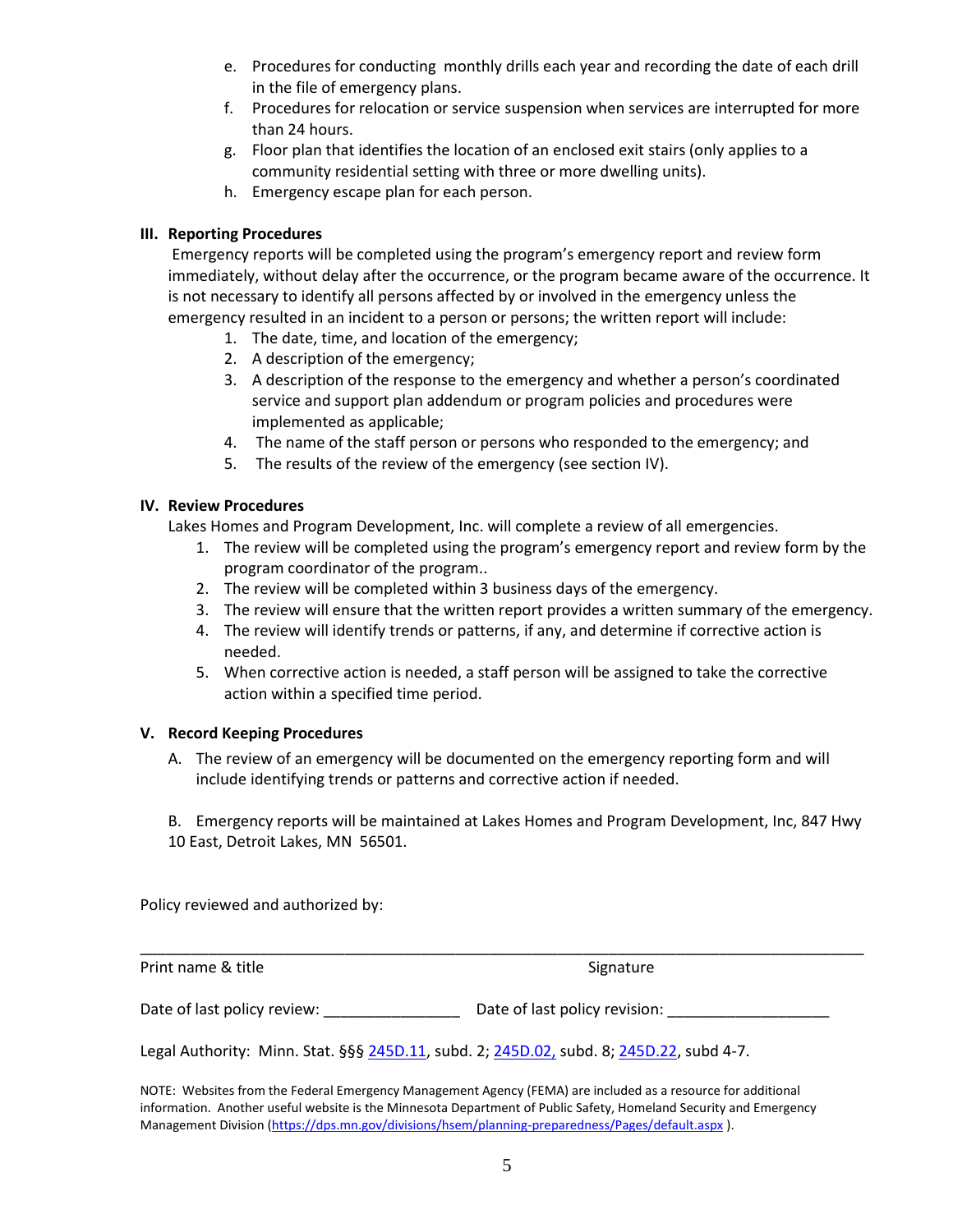e. Procedures for conducting monthly drills each year and recording the date of each drill in the file of emergency plans.
f. Procedures for relocation or service suspension when services are interrupted for more than 24 hours.
g. Floor plan that identifies the location of an enclosed exit stairs (only applies to a community residential setting with three or more dwelling units).
h. Emergency escape plan for each person.

## III. Reporting Procedures

Emergency reports will be completed using the program's emergency report and review form immediately, without delay after the occurrence, or the program became aware of the occurrence. It is not necessary to identify all persons affected by or involved in the emergency unless the emergency resulted in an incident to a person or persons; the written report will include:

1. The date, time, and location of the emergency;
2. A description of the emergency;
3. A description of the response to the emergency and whether a person's coordinated service and support plan addendum or program policies and procedures were implemented as applicable;
4. The name of the staff person or persons who responded to the emergency; and
5. The results of the review of the emergency (see section IV).

## IV. Review Procedures

Lakes Homes and Program Development, Inc. will complete a review of all emergencies.

1. The review will be completed using the program's emergency report and review form by the program coordinator of the program..
2. The review will be completed within 3 business days of the emergency.
3. The review will ensure that the written report provides a written summary of the emergency.
4. The review will identify trends or patterns, if any, and determine if corrective action is needed.
5. When corrective action is needed, a staff person will be assigned to take the corrective action within a specified time period.

## V. Record Keeping Procedures

A. The review of an emergency will be documented on the emergency reporting form and will include identifying trends or patterns and corrective action if needed.

B. Emergency reports will be maintained at Lakes Homes and Program Development, Inc, 847 Hwy 10 East, Detroit Lakes, MN 56501.

Policy reviewed and authorized by:

______________________________________________________________________________

Print name & title                                                    Signature

Date of last policy review: ________________ Date of last policy revision: ___________________

Legal Authority: Minn. Stat. §§§ 245D.11, subd. 2; 245D.02, subd. 8; 245D.22, subd 4-7.

NOTE: Websites from the Federal Emergency Management Agency (FEMA) are included as a resource for additional information. Another useful website is the Minnesota Department of Public Safety, Homeland Security and Emergency Management Division (https://dps.mn.gov/divisions/hsem/planning-preparedness/Pages/default.aspx ).